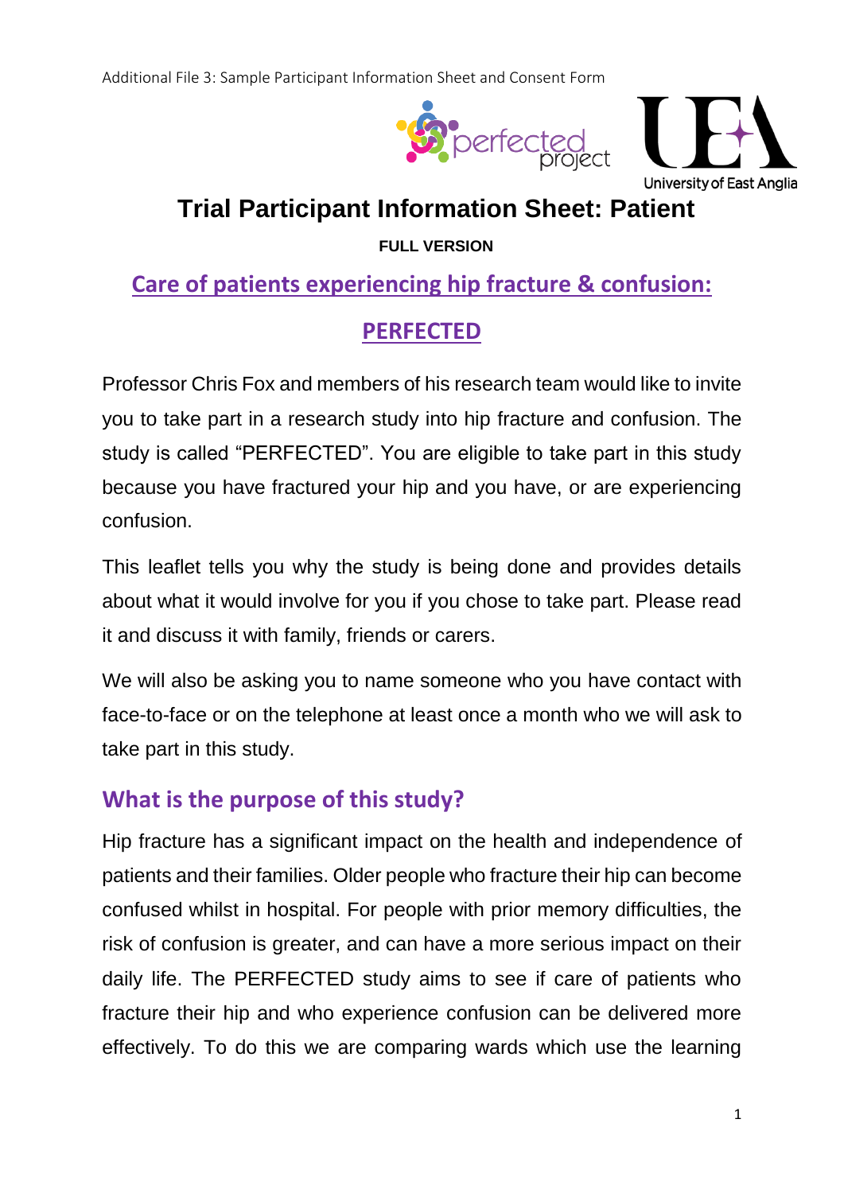Additional File 3: Sample Participant Information Sheet and Consent Form

# Trial Participant Information Sheet: Patient

**FULL VERSION**

## Care of patients experiencing hip fracture & confusion: PERFECTED

Professor Chris Fox and members of his research team would like to invite you to take part in a research study into hip fracture and confusion. The study is called "PERFECTED". You are eligible to take part in this study because you have fractured your hip and you have, or are experiencing confusion.

This leaflet tells you why the study is being done and provides details about what it would involve for you if you chose to take part. Please read it and discuss it with family, friends or carers.

We will also be asking you to name someone who you have contact with face-to-face or on the telephone at least once a month who we will ask to take part in this study.

## What is the purpose of this study?

Hip fracture has a significant impact on the health and independence of patients and their families. Older people who fracture their hip can become confused whilst in hospital. For people with prior memory difficulties, the risk of confusion is greater, and can have a more serious impact on their daily life. The PERFECTED study aims to see if care of patients who fracture their hip and who experience confusion can be delivered more effectively. To do this we are comparing wards which use the learning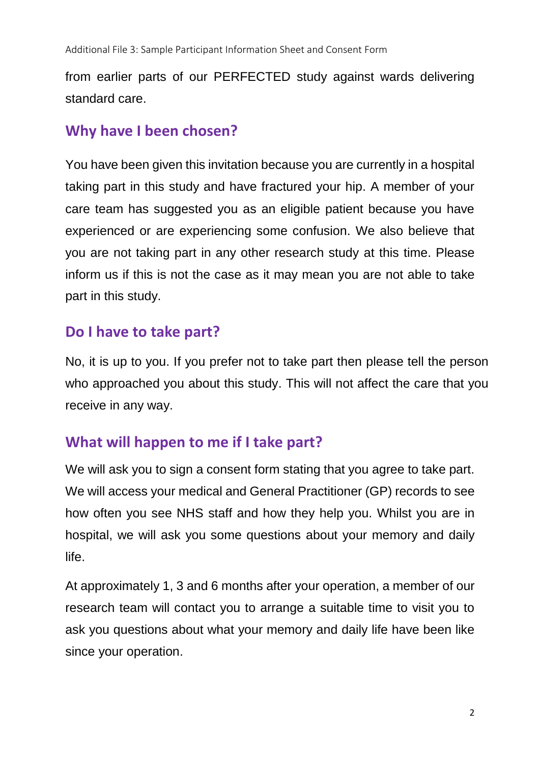from earlier parts of our PERFECTED study against wards delivering standard care.

## Why have I been chosen?

You have been given this invitation because you are currently in a hospital taking part in this study and have fractured your hip. A member of your care team has suggested you as an eligible patient because you have experienced or are experiencing some confusion. We also believe that you are not taking part in any other research study at this time. Please inform us if this is not the case as it may mean you are not able to take part in this study.

## Do I have to take part?

No, it is up to you. If you prefer not to take part then please tell the person who approached you about this study. This will not affect the care that you receive in any way.

## What will happen to me if I take part?

We will ask you to sign a consent form stating that you agree to take part. We will access your medical and General Practitioner (GP) records to see how often you see NHS staff and how they help you. Whilst you are in hospital, we will ask you some questions about your memory and daily life.

At approximately 1, 3 and 6 months after your operation, a member of our research team will contact you to arrange a suitable time to visit you to ask you questions about what your memory and daily life have been like since your operation.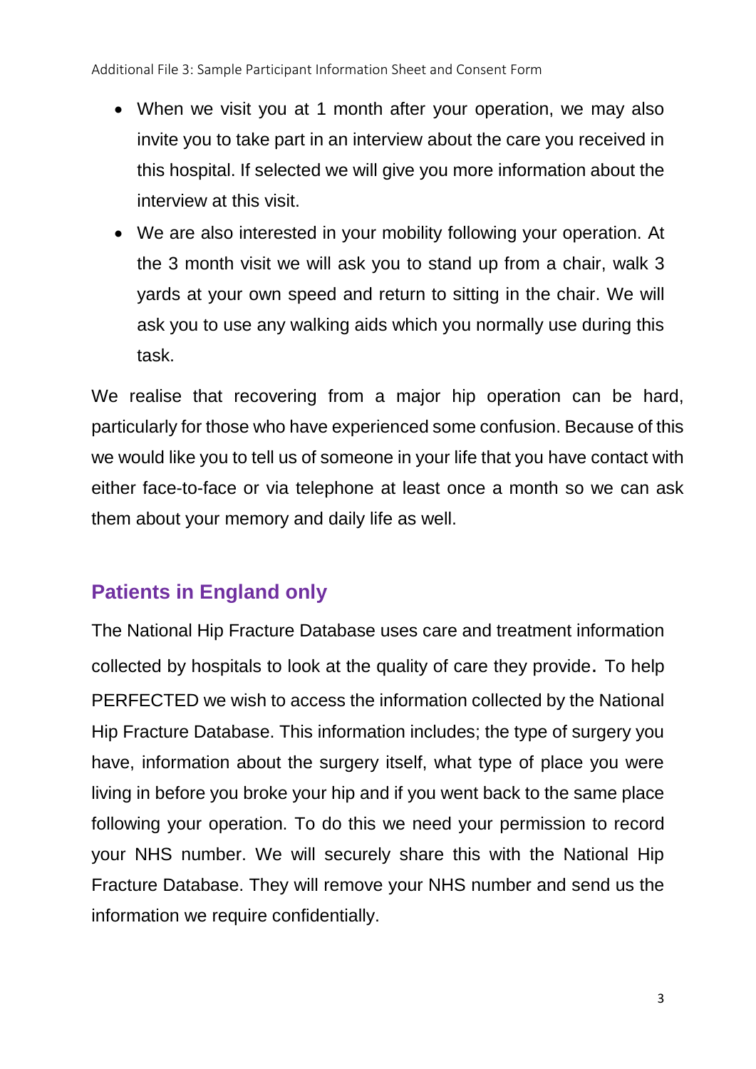- When we visit you at 1 month after your operation, we may also invite you to take part in an interview about the care you received in this hospital. If selected we will give you more information about the interview at this visit.
- We are also interested in your mobility following your operation. At the 3 month visit we will ask you to stand up from a chair, walk 3 yards at your own speed and return to sitting in the chair. We will ask you to use any walking aids which you normally use during this task.

We realise that recovering from a major hip operation can be hard, particularly for those who have experienced some confusion. Because of this we would like you to tell us of someone in your life that you have contact with either face-to-face or via telephone at least once a month so we can ask them about your memory and daily life as well.

## Patients in England only

The National Hip Fracture Database uses care and treatment information collected by hospitals to look at the quality of care they provide. To help PERFECTED we wish to access the information collected by the National Hip Fracture Database. This information includes; the type of surgery you have, information about the surgery itself, what type of place you were living in before you broke your hip and if you went back to the same place following your operation. To do this we need your permission to record your NHS number. We will securely share this with the National Hip Fracture Database. They will remove your NHS number and send us the information we require confidentially.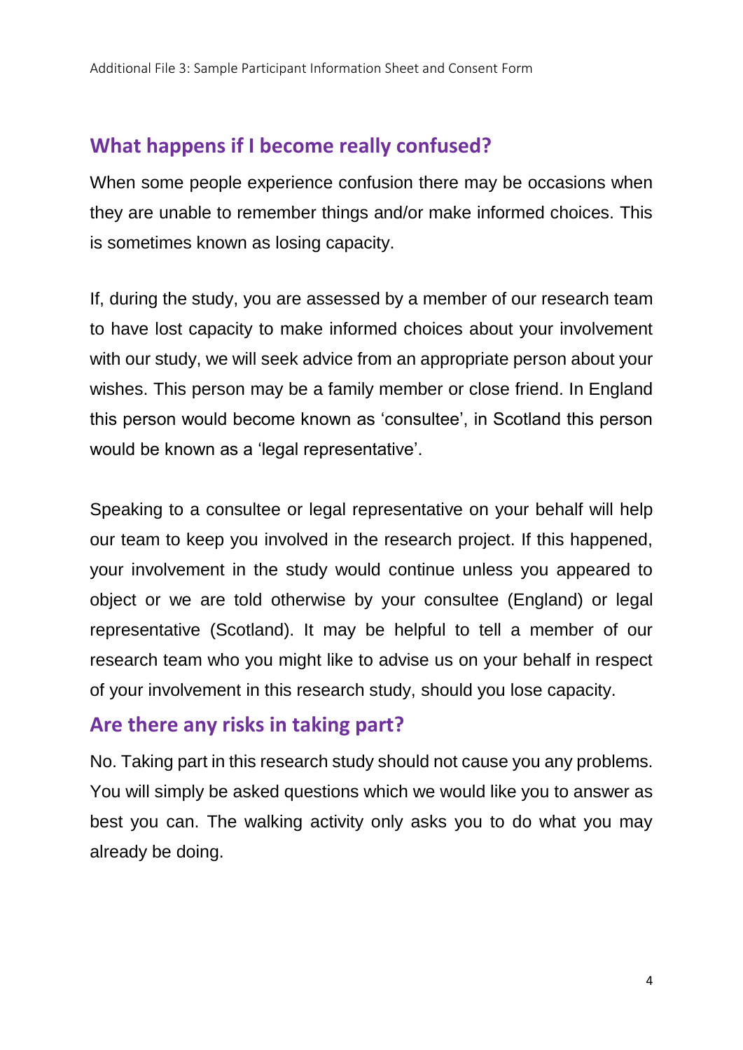## What happens if I become really confused?

When some people experience confusion there may be occasions when they are unable to remember things and/or make informed choices. This is sometimes known as losing capacity.

If, during the study, you are assessed by a member of our research team to have lost capacity to make informed choices about your involvement with our study, we will seek advice from an appropriate person about your wishes. This person may be a family member or close friend. In England this person would become known as 'consultee', in Scotland this person would be known as a 'legal representative'.

Speaking to a consultee or legal representative on your behalf will help our team to keep you involved in the research project. If this happened, your involvement in the study would continue unless you appeared to object or we are told otherwise by your consultee (England) or legal representative (Scotland). It may be helpful to tell a member of our research team who you might like to advise us on your behalf in respect of your involvement in this research study, should you lose capacity.

## Are there any risks in taking part?

No. Taking part in this research study should not cause you any problems. You will simply be asked questions which we would like you to answer as best you can. The walking activity only asks you to do what you may already be doing.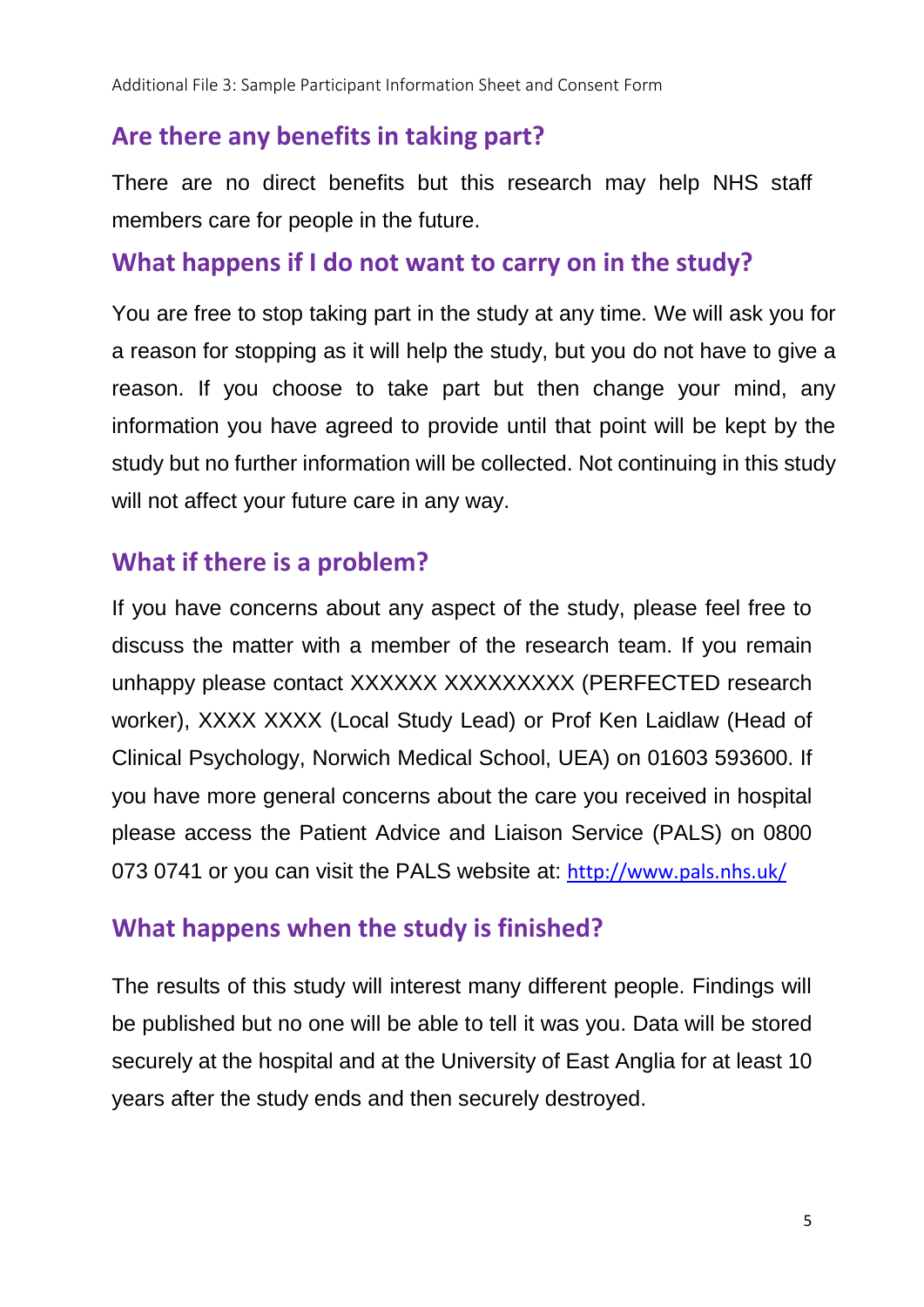## Are there any benefits in taking part?

There are no direct benefits but this research may help NHS staff members care for people in the future.

## What happens if I do not want to carry on in the study?

You are free to stop taking part in the study at any time. We will ask you for a reason for stopping as it will help the study, but you do not have to give a reason. If you choose to take part but then change your mind, any information you have agreed to provide until that point will be kept by the study but no further information will be collected. Not continuing in this study will not affect your future care in any way.

## What if there is a problem?

If you have concerns about any aspect of the study, please feel free to discuss the matter with a member of the research team. If you remain unhappy please contact XXXXXX XXXXXXXXX (PERFECTED research worker), XXXX XXXX (Local Study Lead) or Prof Ken Laidlaw (Head of Clinical Psychology, Norwich Medical School, UEA) on 01603 593600. If you have more general concerns about the care you received in hospital please access the Patient Advice and Liaison Service (PALS) on 0800 073 0741 or you can visit the PALS website at: http://www.pals.nhs.uk/

## What happens when the study is finished?

The results of this study will interest many different people. Findings will be published but no one will be able to tell it was you. Data will be stored securely at the hospital and at the University of East Anglia for at least 10 years after the study ends and then securely destroyed.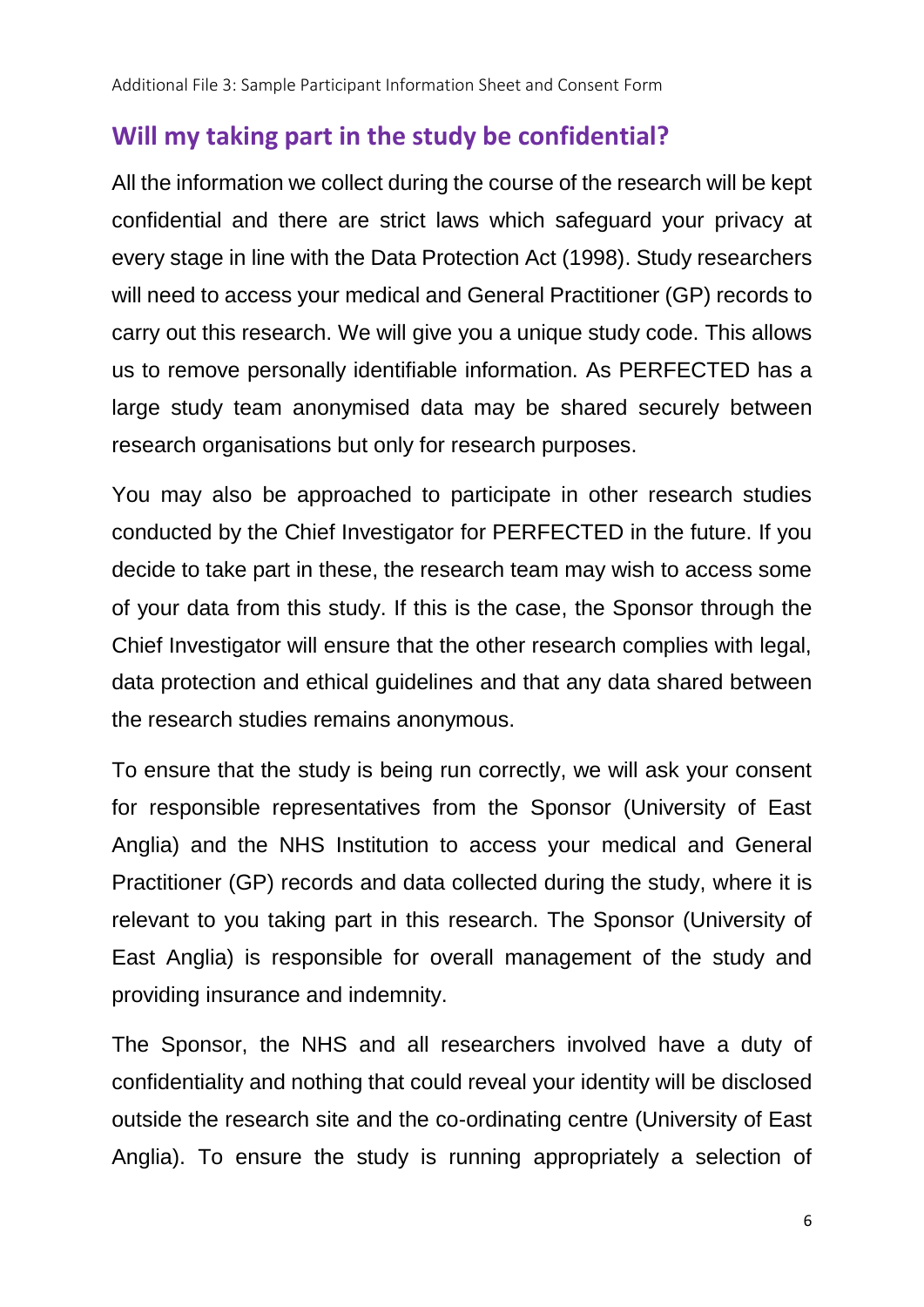## Will my taking part in the study be confidential?

All the information we collect during the course of the research will be kept confidential and there are strict laws which safeguard your privacy at every stage in line with the Data Protection Act (1998). Study researchers will need to access your medical and General Practitioner (GP) records to carry out this research. We will give you a unique study code. This allows us to remove personally identifiable information. As PERFECTED has a large study team anonymised data may be shared securely between research organisations but only for research purposes.

You may also be approached to participate in other research studies conducted by the Chief Investigator for PERFECTED in the future. If you decide to take part in these, the research team may wish to access some of your data from this study. If this is the case, the Sponsor through the Chief Investigator will ensure that the other research complies with legal, data protection and ethical guidelines and that any data shared between the research studies remains anonymous.

To ensure that the study is being run correctly, we will ask your consent for responsible representatives from the Sponsor (University of East Anglia) and the NHS Institution to access your medical and General Practitioner (GP) records and data collected during the study, where it is relevant to you taking part in this research. The Sponsor (University of East Anglia) is responsible for overall management of the study and providing insurance and indemnity.

The Sponsor, the NHS and all researchers involved have a duty of confidentiality and nothing that could reveal your identity will be disclosed outside the research site and the co-ordinating centre (University of East Anglia). To ensure the study is running appropriately a selection of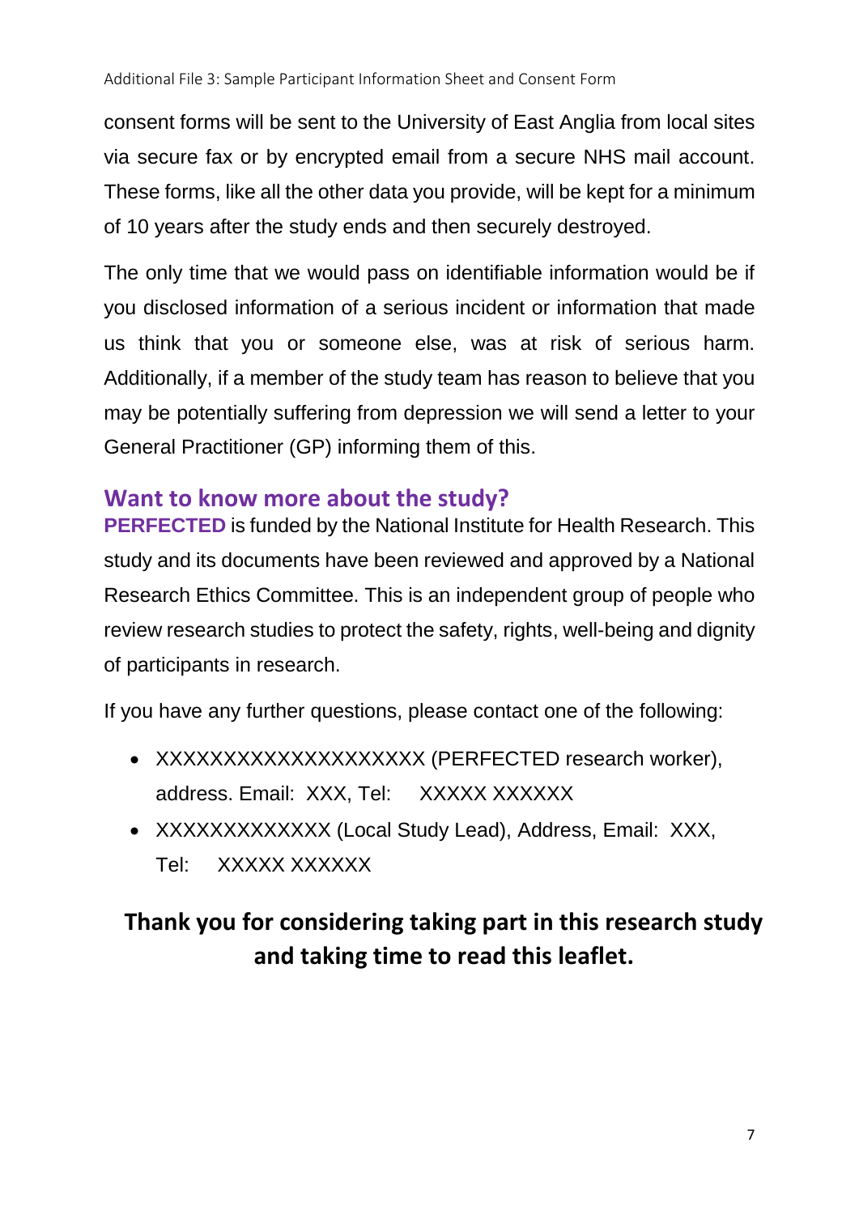consent forms will be sent to the University of East Anglia from local sites via secure fax or by encrypted email from a secure NHS mail account. These forms, like all the other data you provide, will be kept for a minimum of 10 years after the study ends and then securely destroyed.

The only time that we would pass on identifiable information would be if you disclosed information of a serious incident or information that made us think that you or someone else, was at risk of serious harm. Additionally, if a member of the study team has reason to believe that you may be potentially suffering from depression we will send a letter to your General Practitioner (GP) informing them of this.

## Want to know more about the study?

**PERFECTED** is funded by the National Institute for Health Research. This study and its documents have been reviewed and approved by a National Research Ethics Committee. This is an independent group of people who review research studies to protect the safety, rights, well-being and dignity of participants in research.

If you have any further questions, please contact one of the following:

- XXXXXXXXXXXXXXXXXXXX (PERFECTED research worker), address. Email: XXX, Tel: XXXXX XXXXXX
- XXXXXXXXXXXXX (Local Study Lead), Address, Email: XXX, Tel: XXXXX XXXXXX

**Thank you for considering taking part in this research study and taking time to read this leaflet.**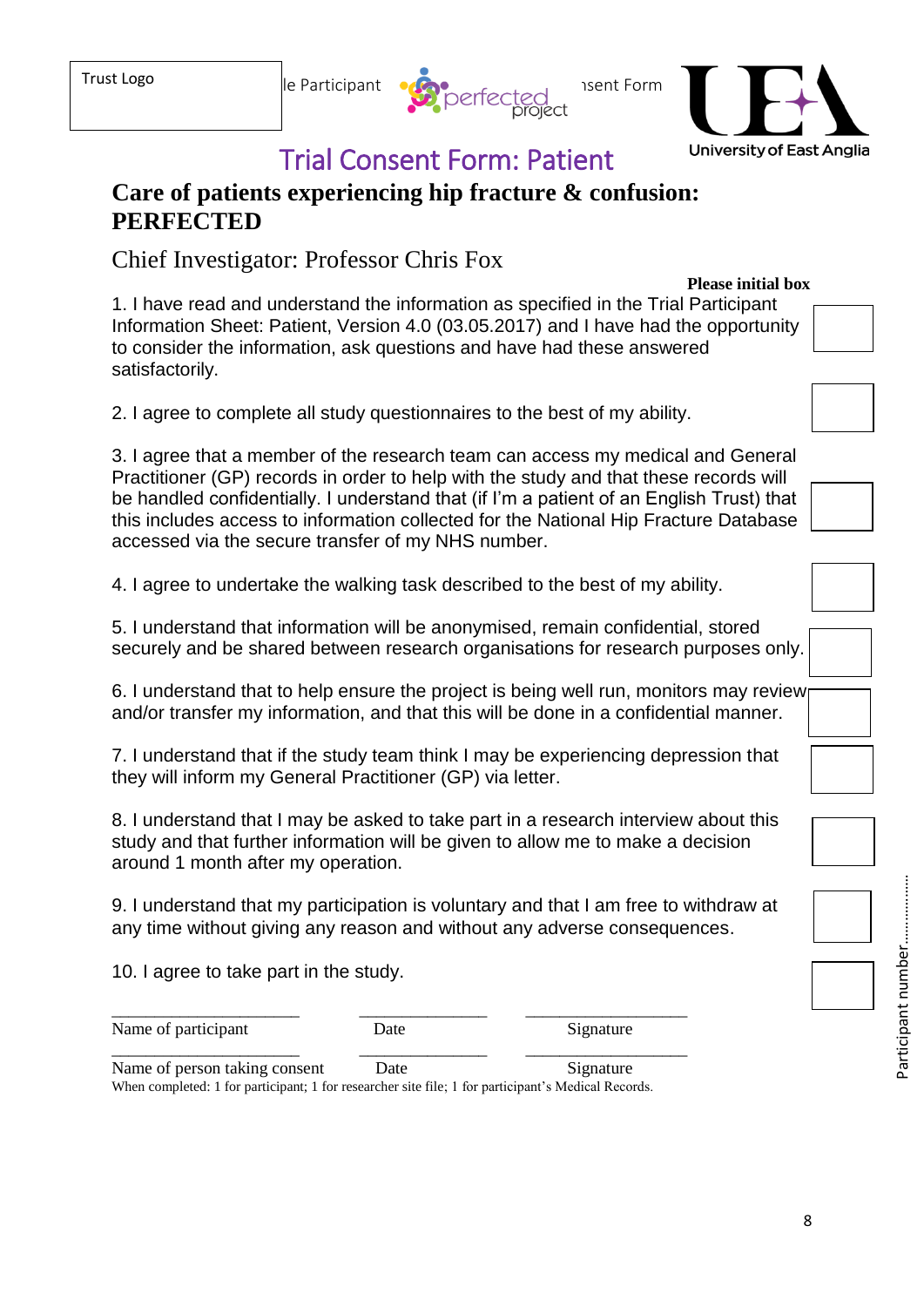Trust Logo

le Participant ... nsent Form

University of East Anglia

## Trial Consent Form: Patient

# Care of patients experiencing hip fracture & confusion: PERFECTED

Chief Investigator: Professor Chris Fox

**Please initial box**

1. I have read and understand the information as specified in the Trial Participant Information Sheet: Patient, Version 4.0 (03.05.2017) and I have had the opportunity to consider the information, ask questions and have had these answered satisfactorily. ☐

2. I agree to complete all study questionnaires to the best of my ability. ☐

3. I agree that a member of the research team can access my medical and General Practitioner (GP) records in order to help with the study and that these records will be handled confidentially. I understand that (if I'm a patient of an English Trust) that this includes access to information collected for the National Hip Fracture Database accessed via the secure transfer of my NHS number. ☐

4. I agree to undertake the walking task described to the best of my ability. ☐

5. I understand that information will be anonymised, remain confidential, stored securely and be shared between research organisations for research purposes only. ☐

6. I understand that to help ensure the project is being well run, monitors may review and/or transfer my information, and that this will be done in a confidential manner. ☐

7. I understand that if the study team think I may be experiencing depression that they will inform my General Practitioner (GP) via letter. ☐

8. I understand that I may be asked to take part in a research interview about this study and that further information will be given to allow me to make a decision around 1 month after my operation. ☐

9. I understand that my participation is voluntary and that I am free to withdraw at any time without giving any reason and without any adverse consequences. ☐

10. I agree to take part in the study. ☐

| | | |
|---|---|---|
| ______________________ | ______________ | __________________ |
| Name of participant | Date | Signature |
| ______________________ | ______________ | __________________ |
| Name of person taking consent | Date | Signature |

When completed: 1 for participant; 1 for researcher site file; 1 for participant's Medical Records.

Participant number……………….